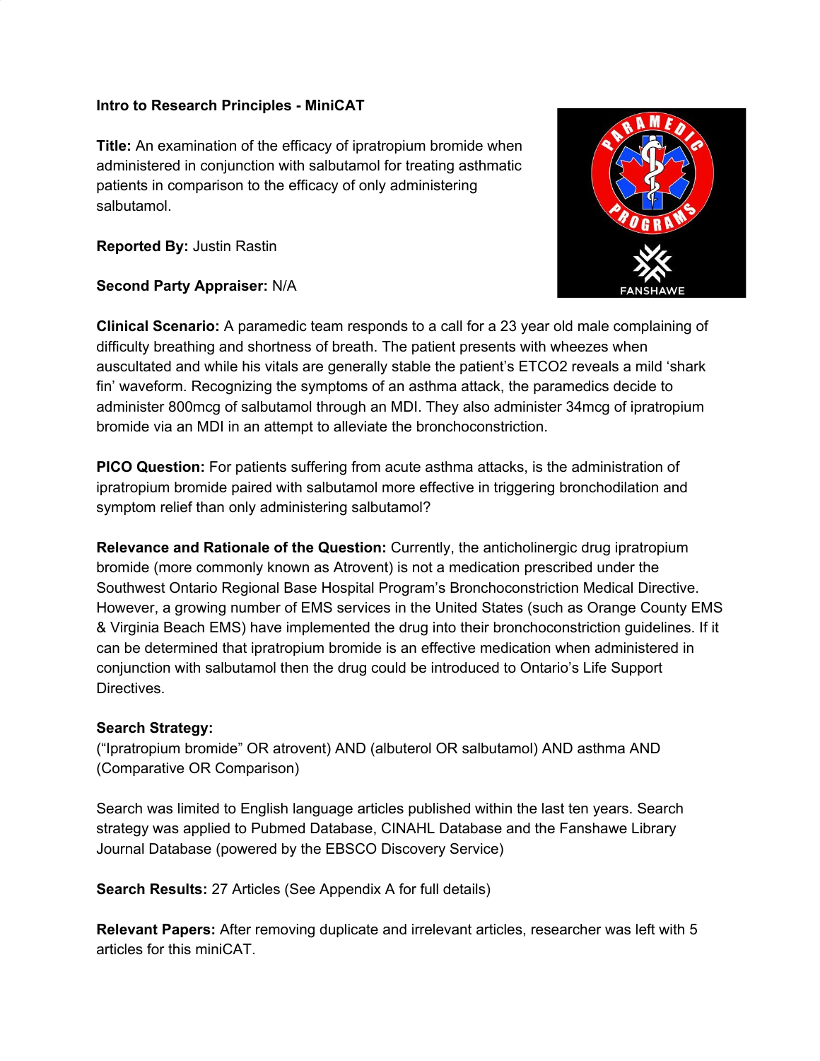**Intro to Research Principles - MiniCAT**

**Title:** An examination of the efficacy of ipratropium bromide when administered in conjunction with salbutamol for treating asthmatic patients in comparison to the efficacy of only administering salbutamol.

**Reported By:** Justin Rastin

**Second Party Appraiser:** N/A

**Clinical Scenario:** A paramedic team responds to a call for a 23 year old male complaining of difficulty breathing and shortness of breath. The patient presents with wheezes when auscultated and while his vitals are generally stable the patient's ETCO2 reveals a mild 'shark fin' waveform. Recognizing the symptoms of an asthma attack, the paramedics decide to administer 800mcg of salbutamol through an MDI. They also administer 34mcg of ipratropium bromide via an MDI in an attempt to alleviate the bronchoconstriction.

**PICO Question:** For patients suffering from acute asthma attacks, is the administration of ipratropium bromide paired with salbutamol more effective in triggering bronchodilation and symptom relief than only administering salbutamol?

**Relevance and Rationale of the Question:** Currently, the anticholinergic drug ipratropium bromide (more commonly known as Atrovent) is not a medication prescribed under the Southwest Ontario Regional Base Hospital Program's Bronchoconstriction Medical Directive. However, a growing number of EMS services in the United States (such as Orange County EMS & Virginia Beach EMS) have implemented the drug into their bronchoconstriction guidelines. If it can be determined that ipratropium bromide is an effective medication when administered in conjunction with salbutamol then the drug could be introduced to Ontario's Life Support Directives.

**Search Strategy:**

("Ipratropium bromide" OR atrovent) AND (albuterol OR salbutamol) AND asthma AND (Comparative OR Comparison)

Search was limited to English language articles published within the last ten years. Search strategy was applied to Pubmed Database, CINAHL Database and the Fanshawe Library Journal Database (powered by the EBSCO Discovery Service)

**Search Results:** 27 Articles (See Appendix A for full details)

**Relevant Papers:** After removing duplicate and irrelevant articles, researcher was left with 5 articles for this miniCAT.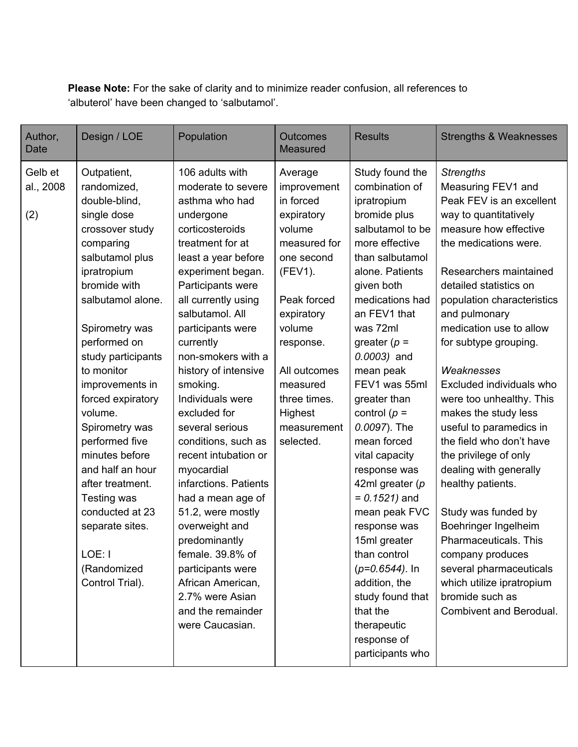**Please Note:** For the sake of clarity and to minimize reader confusion, all references to 'albuterol' have been changed to 'salbutamol'.

| Author, Date | Design / LOE | Population | Outcomes Measured | Results | Strengths & Weaknesses |
|---|---|---|---|---|---|
| Gelb et al., 2008<br><br>(2) | Outpatient, randomized, double-blind, single dose crossover study comparing salbutamol plus ipratropium bromide with salbutamol alone.<br><br>Spirometry was performed on study participants to monitor improvements in forced expiratory volume. Spirometry was performed five minutes before and half an hour after treatment. Testing was conducted at 23 separate sites.<br><br>LOE: I (Randomized Control Trial). | 106 adults with moderate to severe asthma who had undergone corticosteroids treatment for at least a year before experiment began. Participants were all currently using salbutamol. All participants were currently non-smokers with a history of intensive smoking. Individuals were excluded for several serious conditions, such as recent intubation or myocardial infarctions. Patients had a mean age of 51.2, were mostly overweight and predominantly female. 39.8% of participants were African American, 2.7% were Asian and the remainder were Caucasian. | Average improvement in forced expiratory volume measured for one second (FEV1).<br><br>Peak forced expiratory volume response.<br><br>All outcomes measured three times. Highest measurement selected. | Study found the combination of ipratropium bromide plus salbutamol to be more effective than salbutamol alone. Patients given both medications had an FEV1 that was 72ml greater (*$p = 0.0003$*) and mean peak FEV1 was 55ml greater than control (*$p = 0.0097$*). The mean forced vital capacity response was 42ml greater (*$p = 0.1521$*) and mean peak FVC response was 15ml greater than control (*$p=0.6544$*). In addition, the study found that that the therapeutic response of participants who | *Strengths*<br>Measuring FEV1 and Peak FEV is an excellent way to quantitatively measure how effective the medications were.<br><br>Researchers maintained detailed statistics on population characteristics and pulmonary medication use to allow for subtype grouping.<br><br>*Weaknesses*<br>Excluded individuals who were too unhealthy. This makes the study less useful to paramedics in the field who don't have the privilege of only dealing with generally healthy patients.<br><br>Study was funded by Boehringer Ingelheim Pharmaceuticals. This company produces several pharmaceuticals which utilize ipratropium bromide such as Combivent and Berodual. |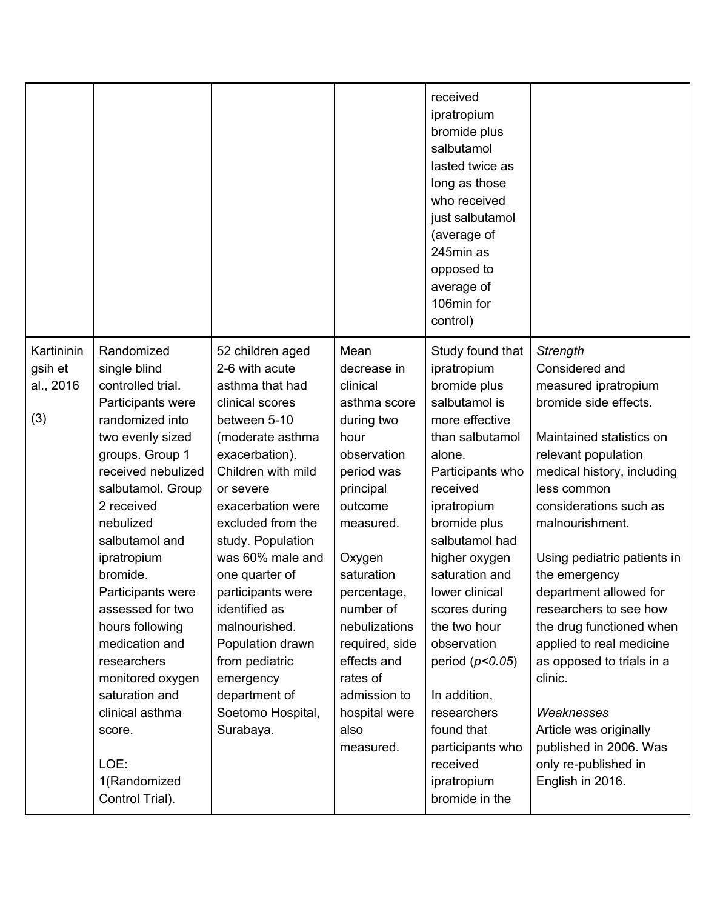| | | | | received ipratropium bromide plus salbutamol lasted twice as long as those who received just salbutamol (average of 245min as opposed to average of 106min for control) | |
|---|---|---|---|---|---|
| Kartinininqsih et al., 2016 (3) | Randomized single blind controlled trial. Participants were randomized into two evenly sized groups. Group 1 received nebulized salbutamol. Group 2 received nebulized salbutamol and ipratropium bromide. Participants were assessed for two hours following medication and researchers monitored oxygen saturation and clinical asthma score. LOE: 1(Randomized Control Trial). | 52 children aged 2-6 with acute asthma that had clinical scores between 5-10 (moderate asthma exacerbation). Children with mild or severe exacerbation were excluded from the study. Population was 60% male and one quarter of participants were identified as malnourished. Population drawn from pediatric emergency department of Soetomo Hospital, Surabaya. | Mean decrease in clinical asthma score during two hour observation period was principal outcome measured. Oxygen saturation percentage, number of nebulizations required, side effects and rates of admission to hospital were also measured. | Study found that ipratropium bromide plus salbutamol is more effective than salbutamol alone. Participants who received ipratropium bromide plus salbutamol had higher oxygen saturation and lower clinical scores during the two hour observation period ($p<0.05$) In addition, researchers found that participants who received ipratropium bromide in the | *Strength* Considered and measured ipratropium bromide side effects. Maintained statistics on relevant population medical history, including less common considerations such as malnourishment. Using pediatric patients in the emergency department allowed for researchers to see how the drug functioned when applied to real medicine as opposed to trials in a clinic. *Weaknesses* Article was originally published in 2006. Was only re-published in English in 2016. |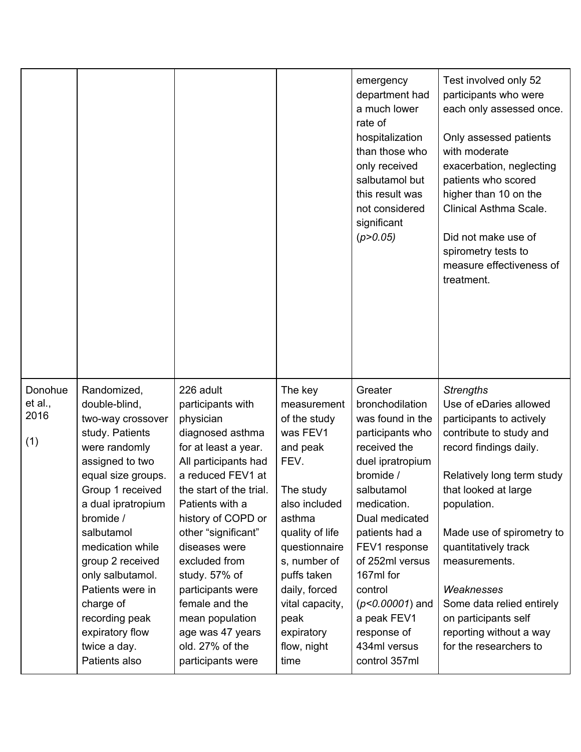| | | | | | |
|---|---|---|---|---|---|
| | | | | emergency department had a much lower rate of hospitalization than those who only received salbutamol but this result was not considered significant (*$p>0.05$*) | Test involved only 52 participants who were each only assessed once. <br><br> Only assessed patients with moderate exacerbation, neglecting patients who scored higher than 10 on the Clinical Asthma Scale. <br><br> Did not make use of spirometry tests to measure effectiveness of treatment. |
| Donohue et al., 2016 <br><br> (1) | Randomized, double-blind, two-way crossover study. Patients were randomly assigned to two equal size groups. Group 1 received a dual ipratropium bromide / salbutamol medication while group 2 received only salbutamol. Patients were in charge of recording peak expiratory flow twice a day. Patients also | 226 adult participants with physician diagnosed asthma for at least a year. All participants had a reduced FEV1 at the start of the trial. Patients with a history of COPD or other "significant" diseases were excluded from study. 57% of participants were female and the mean population age was 47 years old. 27% of the participants were | The key measurement of the study was FEV1 and peak FEV. <br><br> The study also included asthma quality of life questionnaires, number of puffs taken daily, forced vital capacity, peak expiratory flow, night time | Greater bronchodilation was found in the participants who received the duel ipratropium bromide / salbutamol medication. Dual medicated patients had a FEV1 response of 252ml versus 167ml for control (*$p<0.00001$*) and a peak FEV1 response of 434ml versus control 357ml | *Strengths* <br> Use of eDaries allowed participants to actively contribute to study and record findings daily. <br><br> Relatively long term study that looked at large population. <br><br> Made use of spirometry to quantitatively track measurements. <br><br> *Weaknesses* <br> Some data relied entirely on participants self reporting without a way for the researchers to |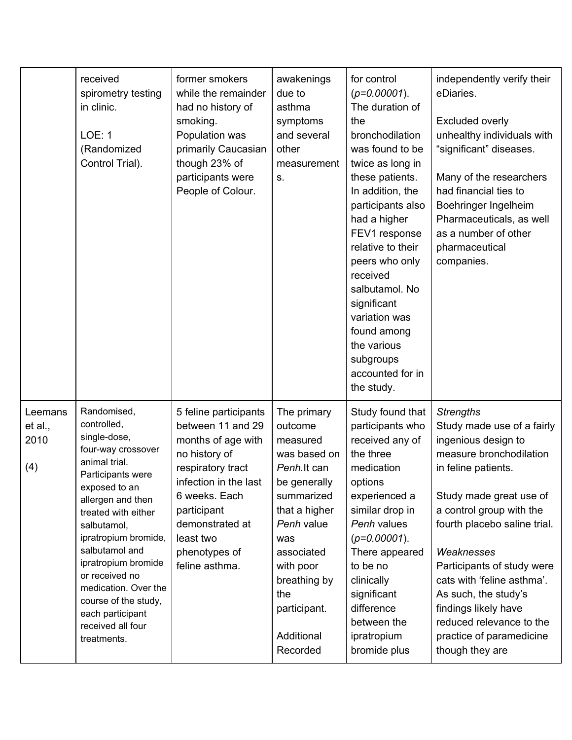| | | | | | |
|---|---|---|---|---|---|
| | received spirometry testing in clinic.<br><br>LOE: 1 (Randomized Control Trial). | former smokers while the remainder had no history of smoking. Population was primarily Caucasian though 23% of participants were People of Colour. | awakenings due to asthma symptoms and several other measurements. | for control (*p=0.00001*). The duration of the bronchodilation was found to be twice as long in these patients. In addition, the participants also had a higher FEV1 response relative to their peers who only received salbutamol. No significant variation was found among the various subgroups accounted for in the study. | independently verify their eDiaries.<br><br>Excluded overly unhealthy individuals with "significant" diseases.<br><br>Many of the researchers had financial ties to Boehringer Ingelheim Pharmaceuticals, as well as a number of other pharmaceutical companies. |
| Leemans et al., 2010<br><br>(4) | Randomised, controlled, single-dose, four-way crossover animal trial. Participants were exposed to an allergen and then treated with either salbutamol, ipratropium bromide, salbutamol and ipratropium bromide or received no medication. Over the course of the study, each participant received all four treatments. | 5 feline participants between 11 and 29 months of age with no history of respiratory tract infection in the last 6 weeks. Each participant demonstrated at least two phenotypes of feline asthma. | The primary outcome measured was based on *Penh*.It can be generally summarized that a higher *Penh* value was associated with poor breathing by the participant.<br><br>Additional Recorded | Study found that participants who received any of the three medication options experienced a similar drop in *Penh* values (*p=0.00001*). There appeared to be no clinically significant difference between the ipratropium bromide plus | *Strengths*<br>Study made use of a fairly ingenious design to measure bronchodilation in feline patients.<br><br>Study made great use of a control group with the fourth placebo saline trial.<br><br>*Weaknesses*<br>Participants of study were cats with 'feline asthma'. As such, the study's findings likely have reduced relevance to the practice of paramedicine though they are |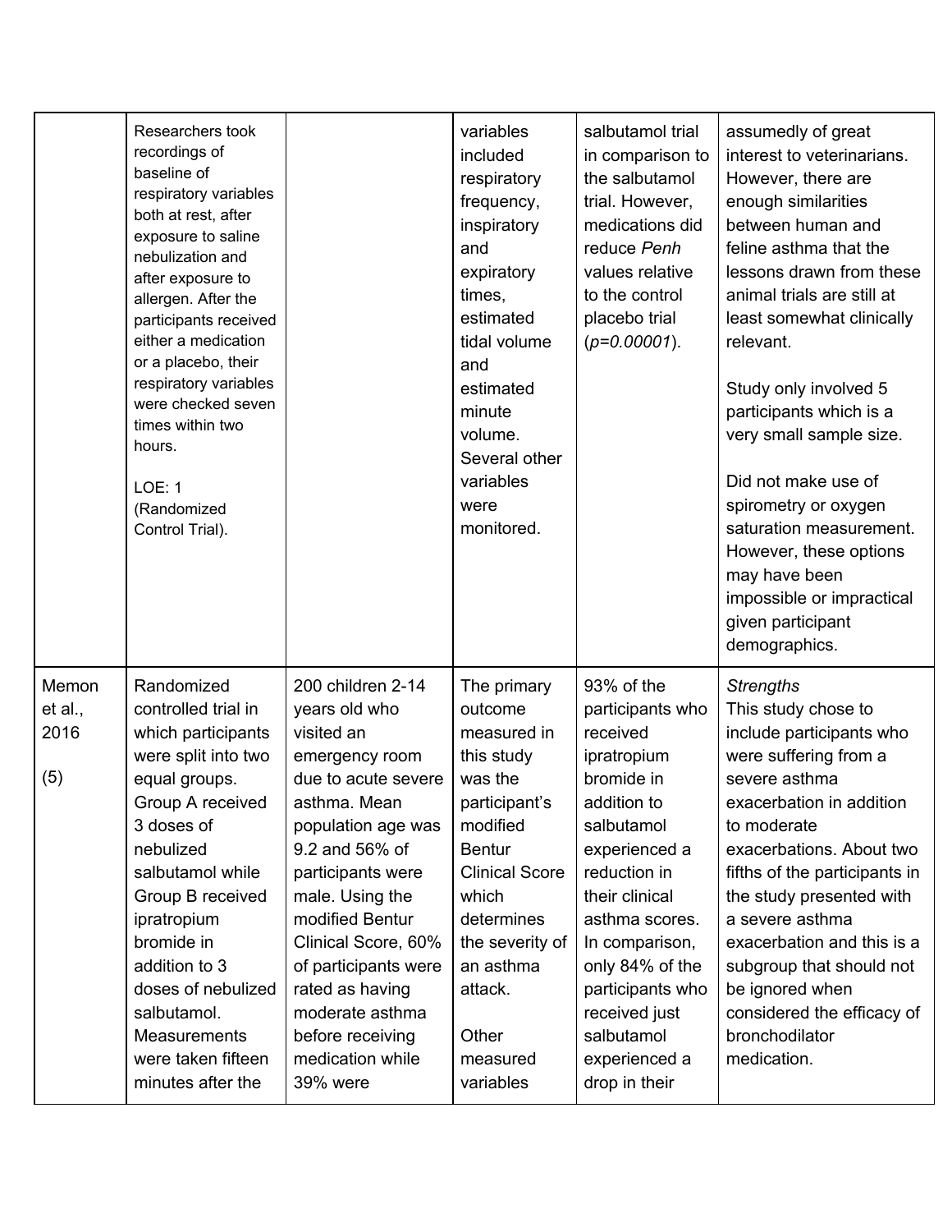| | | | | | |
|---|---|---|---|---|---|
| | Researchers took recordings of baseline of respiratory variables both at rest, after exposure to saline nebulization and after exposure to allergen. After the participants received either a medication or a placebo, their respiratory variables were checked seven times within two hours.<br><br>LOE: 1 (Randomized Control Trial). | | variables included respiratory frequency, inspiratory and expiratory times, estimated tidal volume and estimated minute volume. Several other variables were monitored. | salbutamol trial in comparison to the salbutamol trial. However, medications did reduce *Penh* values relative to the control placebo trial ($p=0.00001$). | assumedly of great interest to veterinarians. However, there are enough similarities between human and feline asthma that the lessons drawn from these animal trials are still at least somewhat clinically relevant.<br><br>Study only involved 5 participants which is a very small sample size.<br><br>Did not make use of spirometry or oxygen saturation measurement. However, these options may have been impossible or impractical given participant demographics. |
| Memon et al., 2016<br><br>(5) | Randomized controlled trial in which participants were split into two equal groups. Group A received 3 doses of nebulized salbutamol while Group B received ipratropium bromide in addition to 3 doses of nebulized salbutamol. Measurements were taken fifteen minutes after the | 200 children 2-14 years old who visited an emergency room due to acute severe asthma. Mean population age was 9.2 and 56% of participants were male. Using the modified Bentur Clinical Score, 60% of participants were rated as having moderate asthma before receiving medication while 39% were | The primary outcome measured in this study was the participant's modified Bentur Clinical Score which determines the severity of an asthma attack.<br><br>Other measured variables | 93% of the participants who received ipratropium bromide in addition to salbutamol experienced a reduction in their clinical asthma scores. In comparison, only 84% of the participants who received just salbutamol experienced a drop in their | *Strengths*<br>This study chose to include participants who were suffering from a severe asthma exacerbation in addition to moderate exacerbations. About two fifths of the participants in the study presented with a severe asthma exacerbation and this is a subgroup that should not be ignored when considered the efficacy of bronchodilator medication. |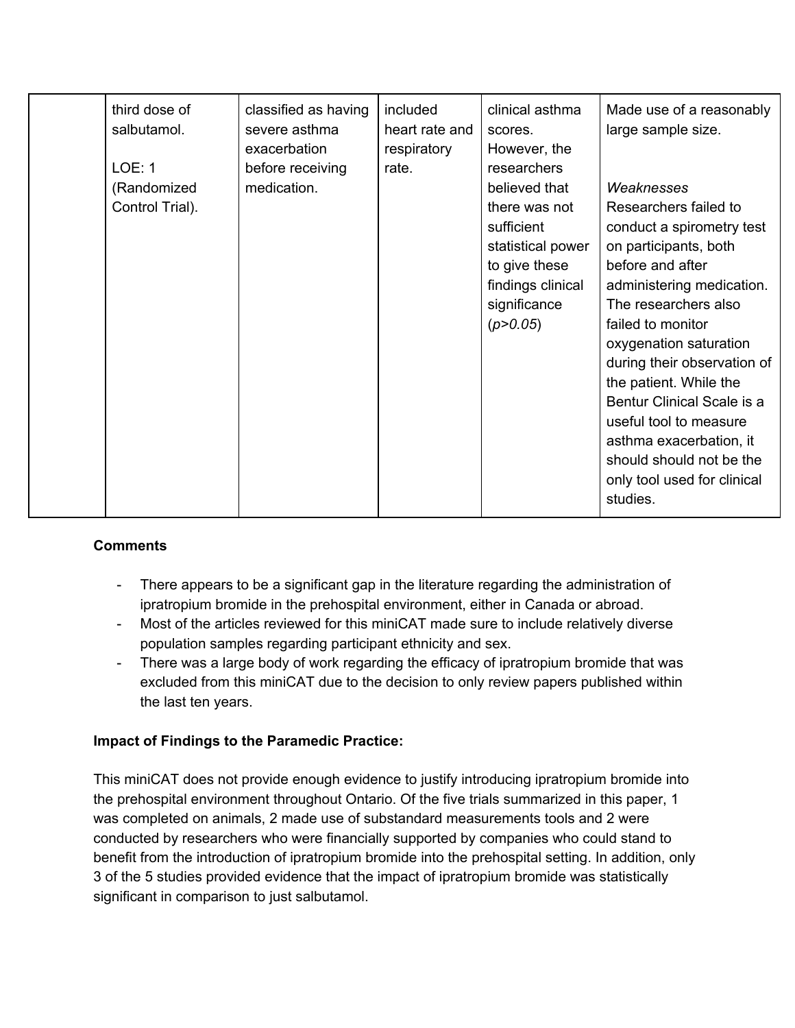|  | third dose of salbutamol. LOE: 1 (Randomized Control Trial). | classified as having severe asthma exacerbation before receiving medication. | included heart rate and respiratory rate. | clinical asthma scores. However, the researchers believed that there was not sufficient statistical power to give these findings clinical significance (*p>0.05*) | Made use of a reasonably large sample size. *Weaknesses* Researchers failed to conduct a spirometry test on participants, both before and after administering medication. The researchers also failed to monitor oxygenation saturation during their observation of the patient. While the Bentur Clinical Scale is a useful tool to measure asthma exacerbation, it should should not be the only tool used for clinical studies. |
|---|---|---|---|---|---|

**Comments**

- There appears to be a significant gap in the literature regarding the administration of ipratropium bromide in the prehospital environment, either in Canada or abroad.
- Most of the articles reviewed for this miniCAT made sure to include relatively diverse population samples regarding participant ethnicity and sex.
- There was a large body of work regarding the efficacy of ipratropium bromide that was excluded from this miniCAT due to the decision to only review papers published within the last ten years.

**Impact of Findings to the Paramedic Practice:**

This miniCAT does not provide enough evidence to justify introducing ipratropium bromide into the prehospital environment throughout Ontario. Of the five trials summarized in this paper, 1 was completed on animals, 2 made use of substandard measurements tools and 2 were conducted by researchers who were financially supported by companies who could stand to benefit from the introduction of ipratropium bromide into the prehospital setting. In addition, only 3 of the 5 studies provided evidence that the impact of ipratropium bromide was statistically significant in comparison to just salbutamol.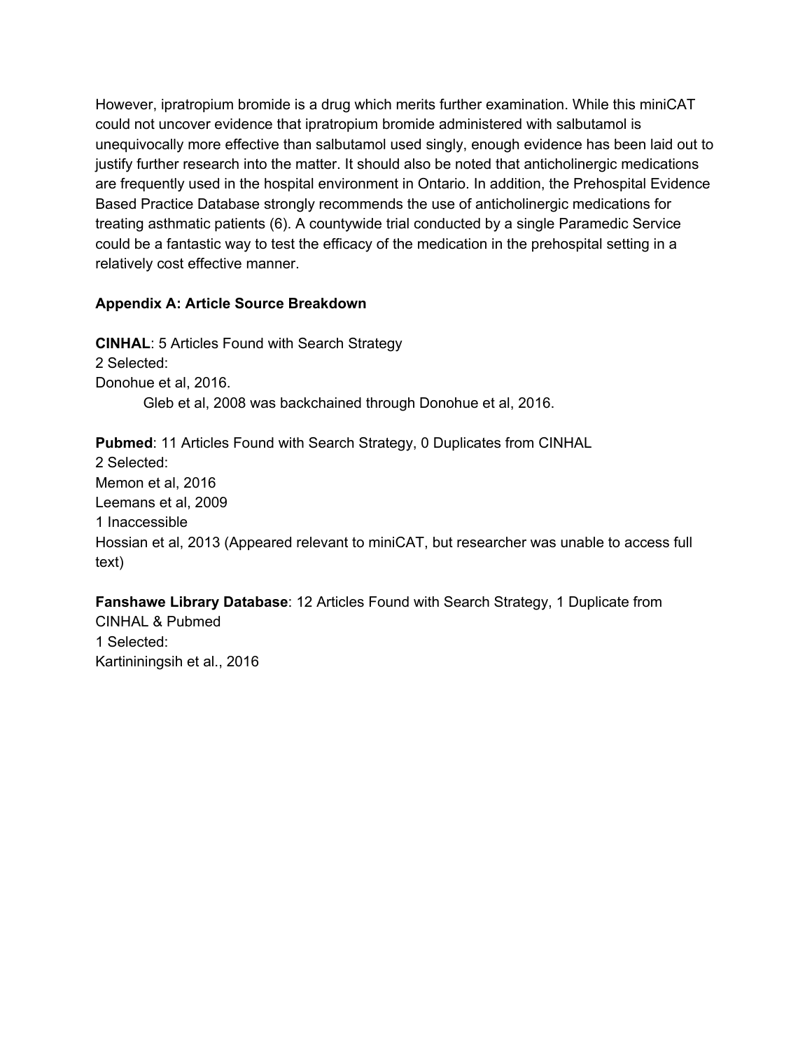However, ipratropium bromide is a drug which merits further examination. While this miniCAT could not uncover evidence that ipratropium bromide administered with salbutamol is unequivocally more effective than salbutamol used singly, enough evidence has been laid out to justify further research into the matter. It should also be noted that anticholinergic medications are frequently used in the hospital environment in Ontario. In addition, the Prehospital Evidence Based Practice Database strongly recommends the use of anticholinergic medications for treating asthmatic patients (6). A countywide trial conducted by a single Paramedic Service could be a fantastic way to test the efficacy of the medication in the prehospital setting in a relatively cost effective manner.

**Appendix A: Article Source Breakdown**

**CINHAL**: 5 Articles Found with Search Strategy
2 Selected:
Donohue et al, 2016.
    Gleb et al, 2008 was backchained through Donohue et al, 2016.

**Pubmed**: 11 Articles Found with Search Strategy, 0 Duplicates from CINHAL
2 Selected:
Memon et al, 2016
Leemans et al, 2009
1 Inaccessible
Hossian et al, 2013 (Appeared relevant to miniCAT, but researcher was unable to access full text)

**Fanshawe Library Database**: 12 Articles Found with Search Strategy, 1 Duplicate from CINHAL & Pubmed
1 Selected:
Kartinininingsih et al., 2016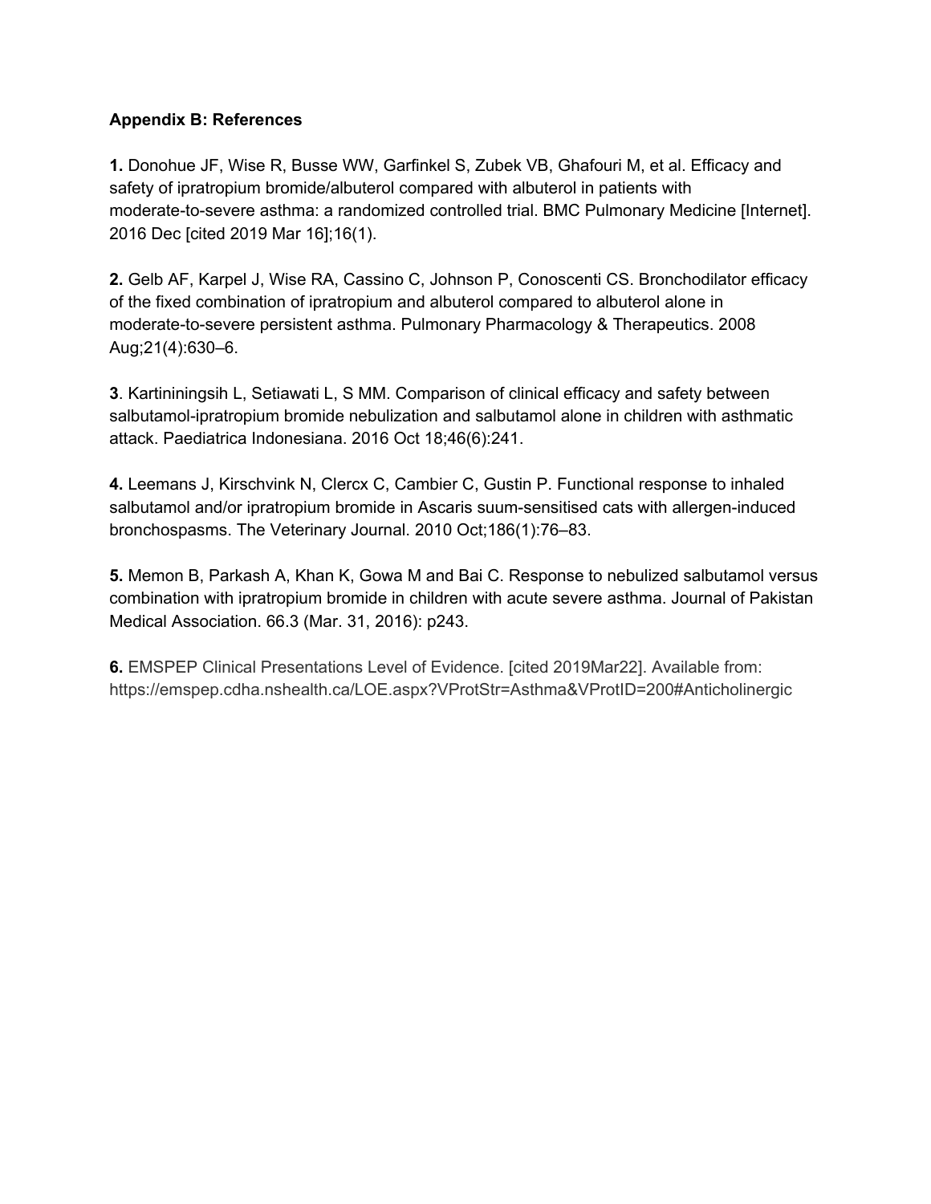**Appendix B: References**

**1.** Donohue JF, Wise R, Busse WW, Garfinkel S, Zubek VB, Ghafouri M, et al. Efficacy and safety of ipratropium bromide/albuterol compared with albuterol in patients with moderate-to-severe asthma: a randomized controlled trial. BMC Pulmonary Medicine [Internet]. 2016 Dec [cited 2019 Mar 16];16(1).

**2.** Gelb AF, Karpel J, Wise RA, Cassino C, Johnson P, Conoscenti CS. Bronchodilator efficacy of the fixed combination of ipratropium and albuterol compared to albuterol alone in moderate-to-severe persistent asthma. Pulmonary Pharmacology & Therapeutics. 2008 Aug;21(4):630–6.

**3**. Kartininingsih L, Setiawati L, S MM. Comparison of clinical efficacy and safety between salbutamol-ipratropium bromide nebulization and salbutamol alone in children with asthmatic attack. Paediatrica Indonesiana. 2016 Oct 18;46(6):241.

**4.** Leemans J, Kirschvink N, Clercx C, Cambier C, Gustin P. Functional response to inhaled salbutamol and/or ipratropium bromide in Ascaris suum-sensitised cats with allergen-induced bronchospasms. The Veterinary Journal. 2010 Oct;186(1):76–83.

**5.** Memon B, Parkash A, Khan K, Gowa M and Bai C. Response to nebulized salbutamol versus combination with ipratropium bromide in children with acute severe asthma. Journal of Pakistan Medical Association. 66.3 (Mar. 31, 2016): p243.

**6.** EMSPEP Clinical Presentations Level of Evidence. [cited 2019Mar22]. Available from: https://emspep.cdha.nshealth.ca/LOE.aspx?VProtStr=Asthma&VProtID=200#Anticholinergic